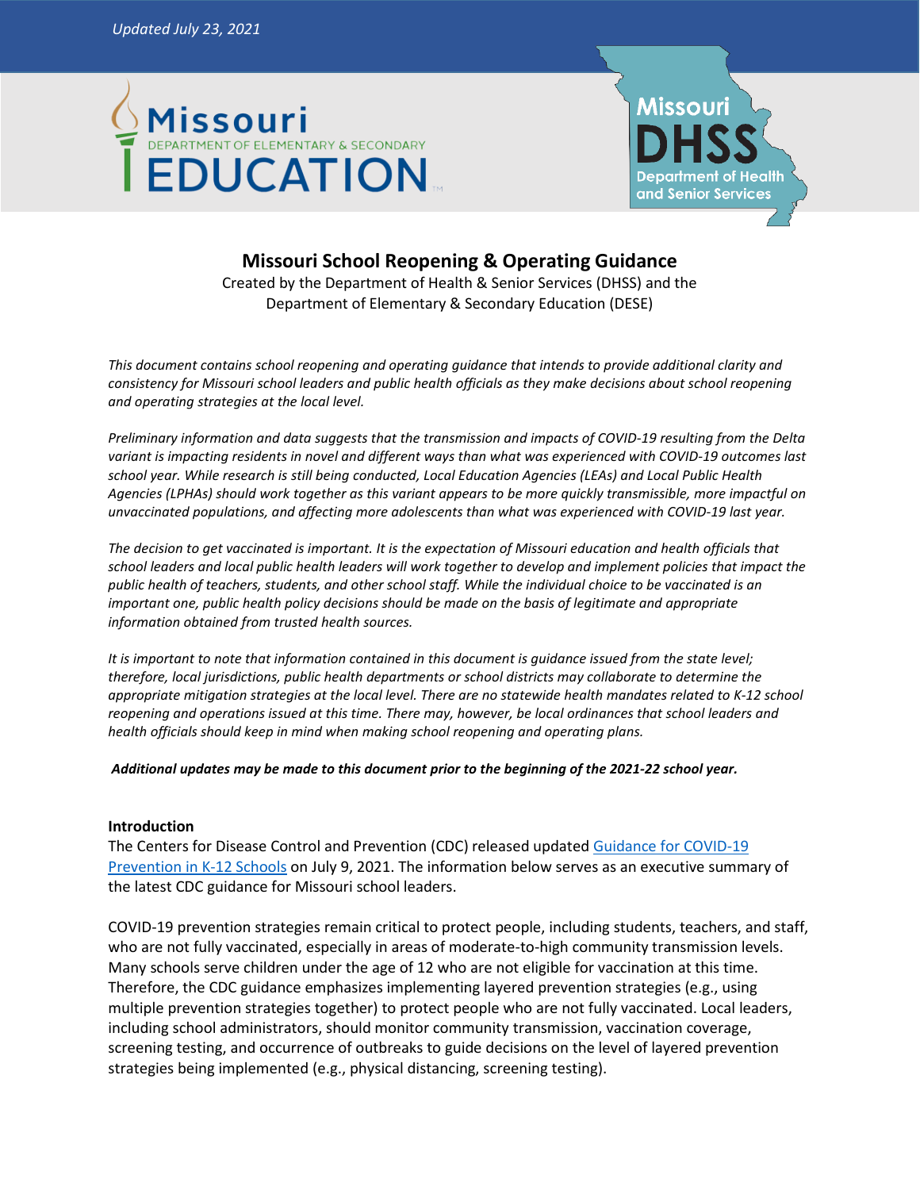*Updated July 23, 2021*

# Missouri School Reopening & Operating Guidance

Created by the Department of Health & Senior Services (DHSS) and the Department of Elementary & Secondary Education (DESE)

*This document contains school reopening and operating guidance that intends to provide additional clarity and consistency for Missouri school leaders and public health officials as they make decisions about school reopening and operating strategies at the local level.*

*Preliminary information and data suggests that the transmission and impacts of COVID-19 resulting from the Delta variant is impacting residents in novel and different ways than what was experienced with COVID-19 outcomes last school year. While research is still being conducted, Local Education Agencies (LEAs) and Local Public Health Agencies (LPHAs) should work together as this variant appears to be more quickly transmissible, more impactful on unvaccinated populations, and affecting more adolescents than what was experienced with COVID-19 last year.*

*The decision to get vaccinated is important. It is the expectation of Missouri education and health officials that school leaders and local public health leaders will work together to develop and implement policies that impact the public health of teachers, students, and other school staff. While the individual choice to be vaccinated is an important one, public health policy decisions should be made on the basis of legitimate and appropriate information obtained from trusted health sources.*

*It is important to note that information contained in this document is guidance issued from the state level; therefore, local jurisdictions, public health departments or school districts may collaborate to determine the appropriate mitigation strategies at the local level. There are no statewide health mandates related to K-12 school reopening and operations issued at this time. There may, however, be local ordinances that school leaders and health officials should keep in mind when making school reopening and operating plans.*

***Additional updates may be made to this document prior to the beginning of the 2021-22 school year.***

## Introduction

The Centers for Disease Control and Prevention (CDC) released updated Guidance for COVID-19 Prevention in K-12 Schools on July 9, 2021. The information below serves as an executive summary of the latest CDC guidance for Missouri school leaders.

COVID-19 prevention strategies remain critical to protect people, including students, teachers, and staff, who are not fully vaccinated, especially in areas of moderate-to-high community transmission levels. Many schools serve children under the age of 12 who are not eligible for vaccination at this time. Therefore, the CDC guidance emphasizes implementing layered prevention strategies (e.g., using multiple prevention strategies together) to protect people who are not fully vaccinated. Local leaders, including school administrators, should monitor community transmission, vaccination coverage, screening testing, and occurrence of outbreaks to guide decisions on the level of layered prevention strategies being implemented (e.g., physical distancing, screening testing).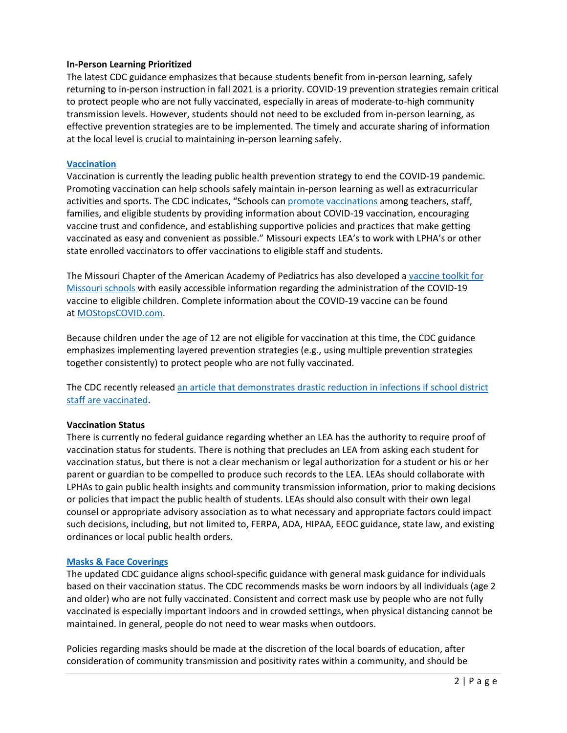**In-Person Learning Prioritized**

The latest CDC guidance emphasizes that because students benefit from in-person learning, safely returning to in-person instruction in fall 2021 is a priority. COVID-19 prevention strategies remain critical to protect people who are not fully vaccinated, especially in areas of moderate-to-high community transmission levels. However, students should not need to be excluded from in-person learning, as effective prevention strategies are to be implemented. The timely and accurate sharing of information at the local level is crucial to maintaining in-person learning safely.

**Vaccination**

Vaccination is currently the leading public health prevention strategy to end the COVID-19 pandemic. Promoting vaccination can help schools safely maintain in-person learning as well as extracurricular activities and sports. The CDC indicates, "Schools can promote vaccinations among teachers, staff, families, and eligible students by providing information about COVID-19 vaccination, encouraging vaccine trust and confidence, and establishing supportive policies and practices that make getting vaccinated as easy and convenient as possible." Missouri expects LEA's to work with LPHA's or other state enrolled vaccinators to offer vaccinations to eligible staff and students.

The Missouri Chapter of the American Academy of Pediatrics has also developed a vaccine toolkit for Missouri schools with easily accessible information regarding the administration of the COVID-19 vaccine to eligible children. Complete information about the COVID-19 vaccine can be found at MOStopsCOVID.com.

Because children under the age of 12 are not eligible for vaccination at this time, the CDC guidance emphasizes implementing layered prevention strategies (e.g., using multiple prevention strategies together consistently) to protect people who are not fully vaccinated.

The CDC recently released an article that demonstrates drastic reduction in infections if school district staff are vaccinated.

**Vaccination Status**

There is currently no federal guidance regarding whether an LEA has the authority to require proof of vaccination status for students. There is nothing that precludes an LEA from asking each student for vaccination status, but there is not a clear mechanism or legal authorization for a student or his or her parent or guardian to be compelled to produce such records to the LEA. LEAs should collaborate with LPHAs to gain public health insights and community transmission information, prior to making decisions or policies that impact the public health of students. LEAs should also consult with their own legal counsel or appropriate advisory association as to what necessary and appropriate factors could impact such decisions, including, but not limited to, FERPA, ADA, HIPAA, EEOC guidance, state law, and existing ordinances or local public health orders.

**Masks & Face Coverings**

The updated CDC guidance aligns school-specific guidance with general mask guidance for individuals based on their vaccination status. The CDC recommends masks be worn indoors by all individuals (age 2 and older) who are not fully vaccinated. Consistent and correct mask use by people who are not fully vaccinated is especially important indoors and in crowded settings, when physical distancing cannot be maintained. In general, people do not need to wear masks when outdoors.

Policies regarding masks should be made at the discretion of the local boards of education, after consideration of community transmission and positivity rates within a community, and should be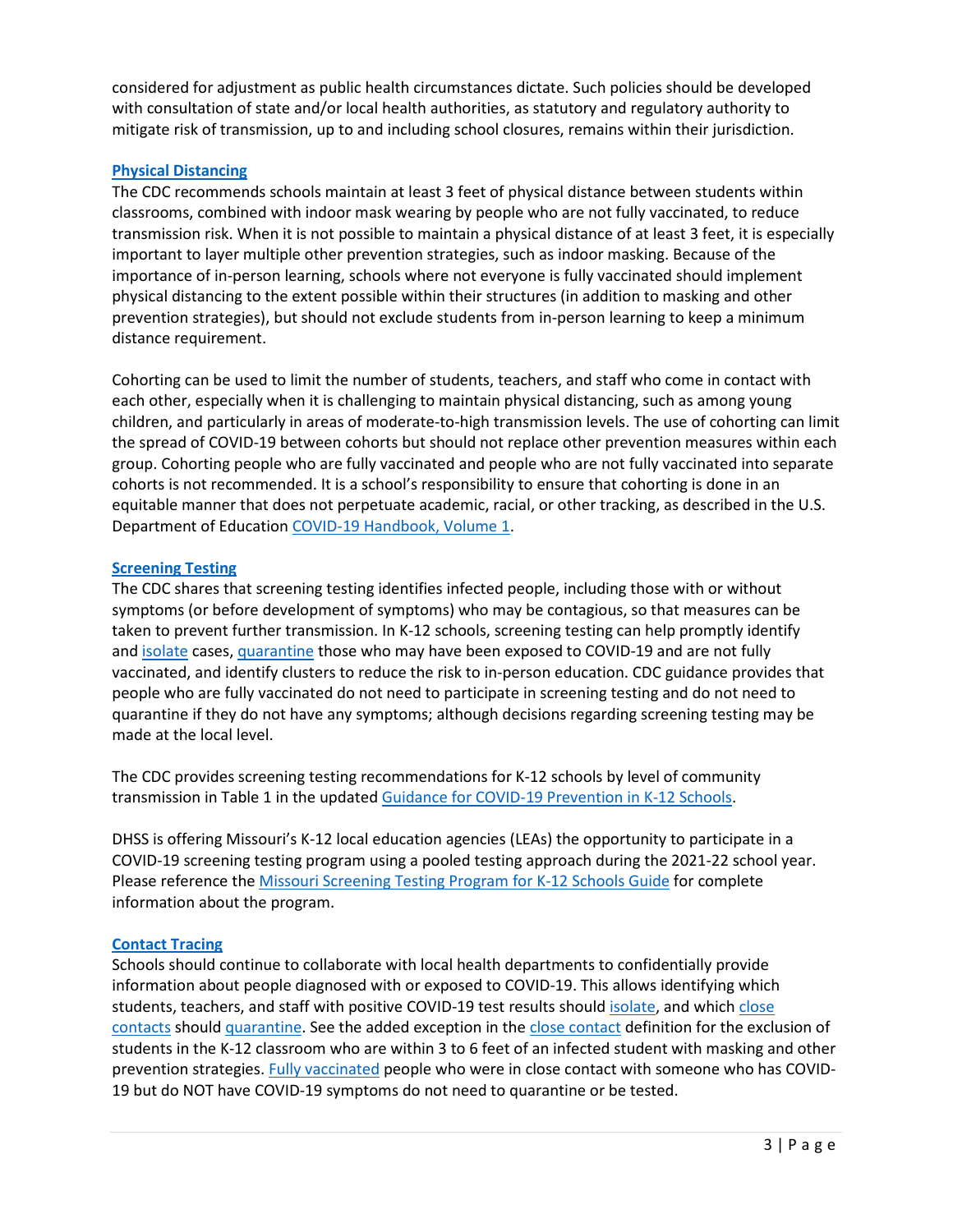considered for adjustment as public health circumstances dictate. Such policies should be developed with consultation of state and/or local health authorities, as statutory and regulatory authority to mitigate risk of transmission, up to and including school closures, remains within their jurisdiction.

### Physical Distancing

The CDC recommends schools maintain at least 3 feet of physical distance between students within classrooms, combined with indoor mask wearing by people who are not fully vaccinated, to reduce transmission risk. When it is not possible to maintain a physical distance of at least 3 feet, it is especially important to layer multiple other prevention strategies, such as indoor masking. Because of the importance of in-person learning, schools where not everyone is fully vaccinated should implement physical distancing to the extent possible within their structures (in addition to masking and other prevention strategies), but should not exclude students from in-person learning to keep a minimum distance requirement.

Cohorting can be used to limit the number of students, teachers, and staff who come in contact with each other, especially when it is challenging to maintain physical distancing, such as among young children, and particularly in areas of moderate-to-high transmission levels. The use of cohorting can limit the spread of COVID-19 between cohorts but should not replace other prevention measures within each group. Cohorting people who are fully vaccinated and people who are not fully vaccinated into separate cohorts is not recommended. It is a school's responsibility to ensure that cohorting is done in an equitable manner that does not perpetuate academic, racial, or other tracking, as described in the U.S. Department of Education COVID-19 Handbook, Volume 1.

### Screening Testing

The CDC shares that screening testing identifies infected people, including those with or without symptoms (or before development of symptoms) who may be contagious, so that measures can be taken to prevent further transmission. In K-12 schools, screening testing can help promptly identify and isolate cases, quarantine those who may have been exposed to COVID-19 and are not fully vaccinated, and identify clusters to reduce the risk to in-person education. CDC guidance provides that people who are fully vaccinated do not need to participate in screening testing and do not need to quarantine if they do not have any symptoms; although decisions regarding screening testing may be made at the local level.

The CDC provides screening testing recommendations for K-12 schools by level of community transmission in Table 1 in the updated Guidance for COVID-19 Prevention in K-12 Schools.

DHSS is offering Missouri's K-12 local education agencies (LEAs) the opportunity to participate in a COVID-19 screening testing program using a pooled testing approach during the 2021-22 school year. Please reference the Missouri Screening Testing Program for K-12 Schools Guide for complete information about the program.

### Contact Tracing

Schools should continue to collaborate with local health departments to confidentially provide information about people diagnosed with or exposed to COVID-19. This allows identifying which students, teachers, and staff with positive COVID-19 test results should isolate, and which close contacts should quarantine. See the added exception in the close contact definition for the exclusion of students in the K-12 classroom who are within 3 to 6 feet of an infected student with masking and other prevention strategies. Fully vaccinated people who were in close contact with someone who has COVID-19 but do NOT have COVID-19 symptoms do not need to quarantine or be tested.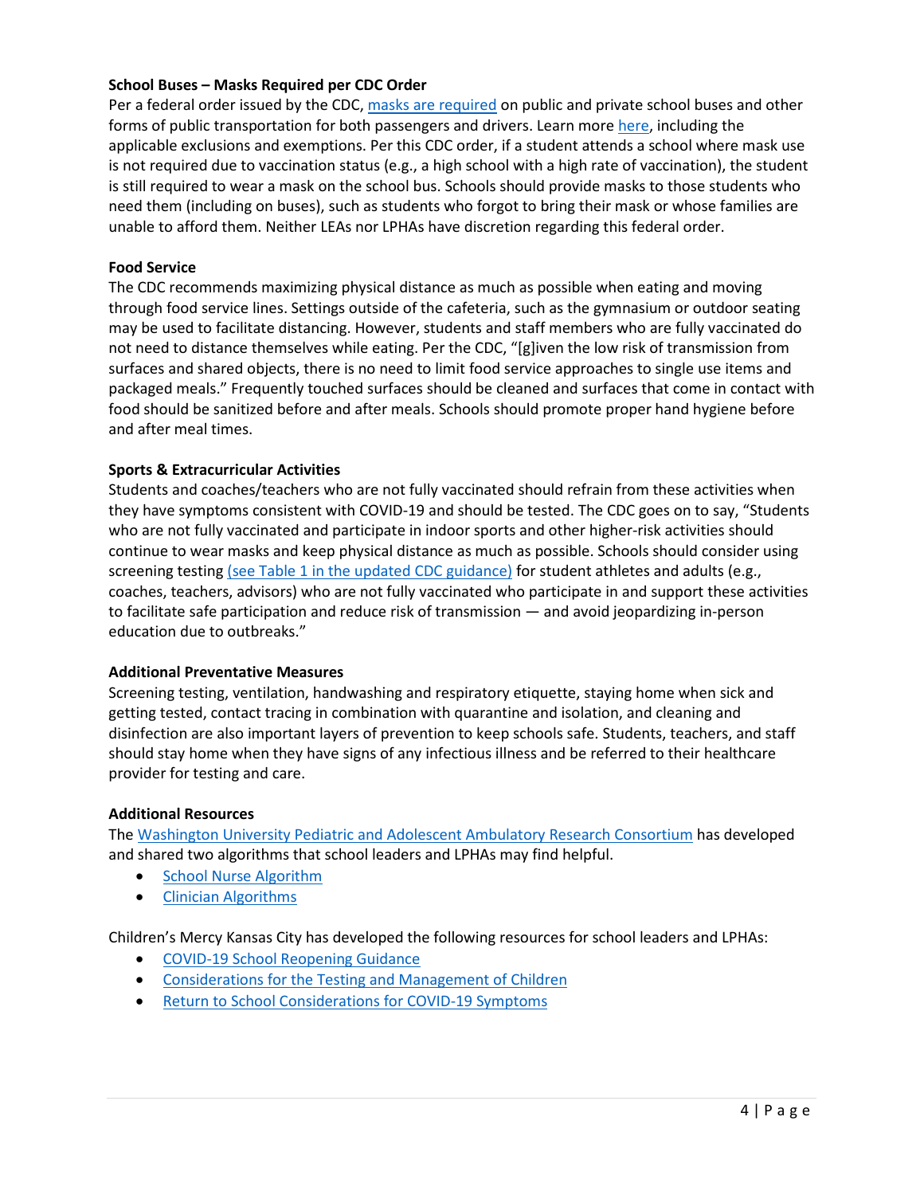**School Buses – Masks Required per CDC Order**

Per a federal order issued by the CDC, masks are required on public and private school buses and other forms of public transportation for both passengers and drivers. Learn more here, including the applicable exclusions and exemptions. Per this CDC order, if a student attends a school where mask use is not required due to vaccination status (e.g., a high school with a high rate of vaccination), the student is still required to wear a mask on the school bus. Schools should provide masks to those students who need them (including on buses), such as students who forgot to bring their mask or whose families are unable to afford them. Neither LEAs nor LPHAs have discretion regarding this federal order.

**Food Service**

The CDC recommends maximizing physical distance as much as possible when eating and moving through food service lines. Settings outside of the cafeteria, such as the gymnasium or outdoor seating may be used to facilitate distancing. However, students and staff members who are fully vaccinated do not need to distance themselves while eating. Per the CDC, "[g]iven the low risk of transmission from surfaces and shared objects, there is no need to limit food service approaches to single use items and packaged meals." Frequently touched surfaces should be cleaned and surfaces that come in contact with food should be sanitized before and after meals. Schools should promote proper hand hygiene before and after meal times.

**Sports & Extracurricular Activities**

Students and coaches/teachers who are not fully vaccinated should refrain from these activities when they have symptoms consistent with COVID-19 and should be tested. The CDC goes on to say, "Students who are not fully vaccinated and participate in indoor sports and other higher-risk activities should continue to wear masks and keep physical distance as much as possible. Schools should consider using screening testing (see Table 1 in the updated CDC guidance) for student athletes and adults (e.g., coaches, teachers, advisors) who are not fully vaccinated who participate in and support these activities to facilitate safe participation and reduce risk of transmission — and avoid jeopardizing in-person education due to outbreaks."

**Additional Preventative Measures**

Screening testing, ventilation, handwashing and respiratory etiquette, staying home when sick and getting tested, contact tracing in combination with quarantine and isolation, and cleaning and disinfection are also important layers of prevention to keep schools safe. Students, teachers, and staff should stay home when they have signs of any infectious illness and be referred to their healthcare provider for testing and care.

**Additional Resources**

The Washington University Pediatric and Adolescent Ambulatory Research Consortium has developed and shared two algorithms that school leaders and LPHAs may find helpful.

- School Nurse Algorithm
- Clinician Algorithms

Children's Mercy Kansas City has developed the following resources for school leaders and LPHAs:

- COVID-19 School Reopening Guidance
- Considerations for the Testing and Management of Children
- Return to School Considerations for COVID-19 Symptoms